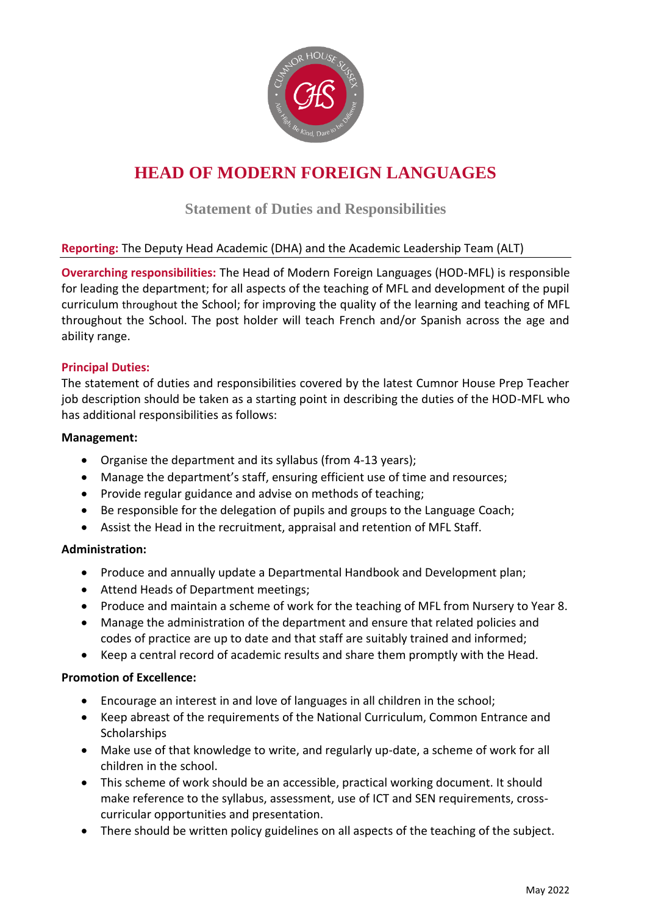# HEAD OF MODERN FOREIGN LANGUAGES

## Statement of Duties and Responsibilities

**Reporting:** The Deputy Head Academic (DHA) and the Academic Leadership Team (ALT)

**Overarching responsibilities:** The Head of Modern Foreign Languages (HOD-MFL) is responsible for leading the department; for all aspects of the teaching of MFL and development of the pupil curriculum throughout the School; for improving the quality of the learning and teaching of MFL throughout the School. The post holder will teach French and/or Spanish across the age and ability range.

**Principal Duties:**

The statement of duties and responsibilities covered by the latest Cumnor House Prep Teacher job description should be taken as a starting point in describing the duties of the HOD-MFL who has additional responsibilities as follows:

**Management:**

- Organise the department and its syllabus (from 4-13 years);
- Manage the department's staff, ensuring efficient use of time and resources;
- Provide regular guidance and advise on methods of teaching;
- Be responsible for the delegation of pupils and groups to the Language Coach;
- Assist the Head in the recruitment, appraisal and retention of MFL Staff.

**Administration:**

- Produce and annually update a Departmental Handbook and Development plan;
- Attend Heads of Department meetings;
- Produce and maintain a scheme of work for the teaching of MFL from Nursery to Year 8.
- Manage the administration of the department and ensure that related policies and codes of practice are up to date and that staff are suitably trained and informed;
- Keep a central record of academic results and share them promptly with the Head.

**Promotion of Excellence:**

- Encourage an interest in and love of languages in all children in the school;
- Keep abreast of the requirements of the National Curriculum, Common Entrance and Scholarships
- Make use of that knowledge to write, and regularly up-date, a scheme of work for all children in the school.
- This scheme of work should be an accessible, practical working document. It should make reference to the syllabus, assessment, use of ICT and SEN requirements, cross-curricular opportunities and presentation.
- There should be written policy guidelines on all aspects of the teaching of the subject.

May 2022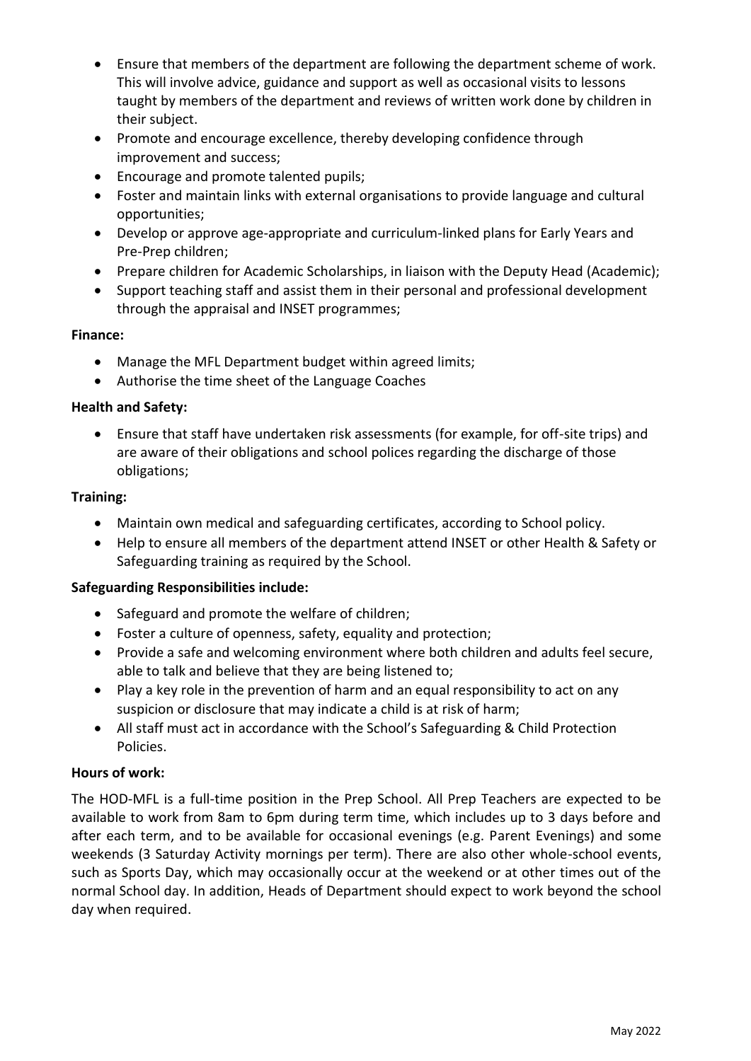- Ensure that members of the department are following the department scheme of work. This will involve advice, guidance and support as well as occasional visits to lessons taught by members of the department and reviews of written work done by children in their subject.
- Promote and encourage excellence, thereby developing confidence through improvement and success;
- Encourage and promote talented pupils;
- Foster and maintain links with external organisations to provide language and cultural opportunities;
- Develop or approve age-appropriate and curriculum-linked plans for Early Years and Pre-Prep children;
- Prepare children for Academic Scholarships, in liaison with the Deputy Head (Academic);
- Support teaching staff and assist them in their personal and professional development through the appraisal and INSET programmes;

**Finance:**

- Manage the MFL Department budget within agreed limits;
- Authorise the time sheet of the Language Coaches

**Health and Safety:**

- Ensure that staff have undertaken risk assessments (for example, for off-site trips) and are aware of their obligations and school polices regarding the discharge of those obligations;

**Training:**

- Maintain own medical and safeguarding certificates, according to School policy.
- Help to ensure all members of the department attend INSET or other Health & Safety or Safeguarding training as required by the School.

**Safeguarding Responsibilities include:**

- Safeguard and promote the welfare of children;
- Foster a culture of openness, safety, equality and protection;
- Provide a safe and welcoming environment where both children and adults feel secure, able to talk and believe that they are being listened to;
- Play a key role in the prevention of harm and an equal responsibility to act on any suspicion or disclosure that may indicate a child is at risk of harm;
- All staff must act in accordance with the School's Safeguarding & Child Protection Policies.

**Hours of work:**

The HOD-MFL is a full-time position in the Prep School. All Prep Teachers are expected to be available to work from 8am to 6pm during term time, which includes up to 3 days before and after each term, and to be available for occasional evenings (e.g. Parent Evenings) and some weekends (3 Saturday Activity mornings per term). There are also other whole-school events, such as Sports Day, which may occasionally occur at the weekend or at other times out of the normal School day. In addition, Heads of Department should expect to work beyond the school day when required.

May 2022